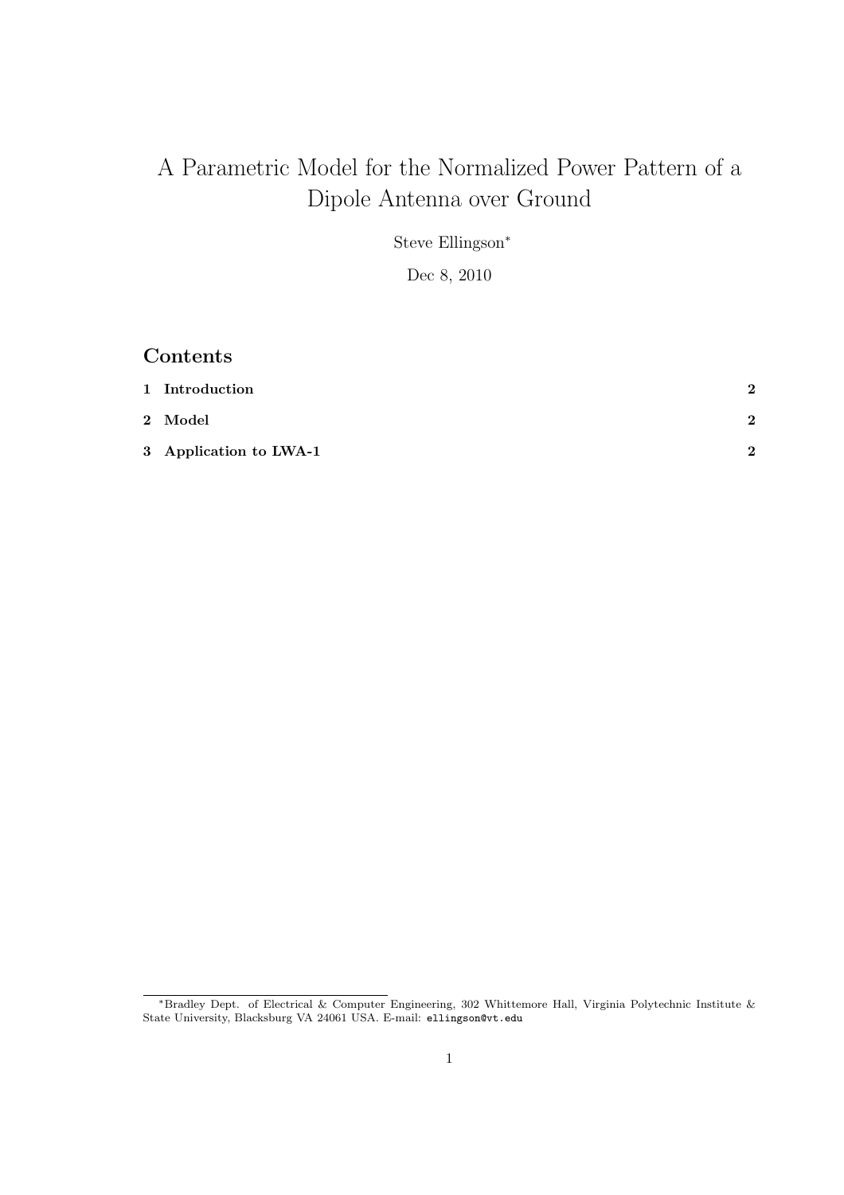# A Parametric Model for the Normalized Power Pattern of a Dipole Antenna over Ground

Steve Ellingson*

Dec 8, 2010

## Contents

| | |
|---|---|
| **1 Introduction** | **2** |
| **2 Model** | **2** |
| **3 Application to LWA-1** | **2** |

*Bradley Dept. of Electrical & Computer Engineering, 302 Whittemore Hall, Virginia Polytechnic Institute & State University, Blacksburg VA 24061 USA. E-mail: `ellingson@vt.edu`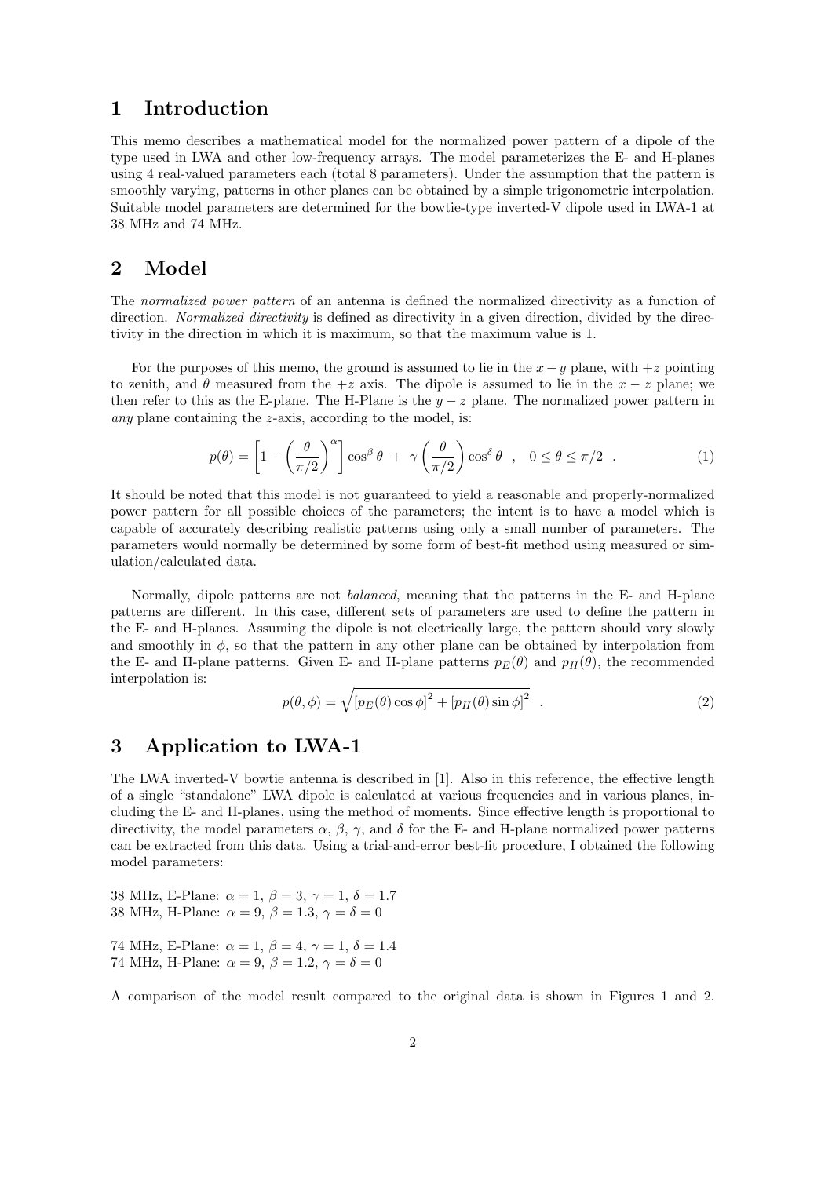# 1 Introduction

This memo describes a mathematical model for the normalized power pattern of a dipole of the type used in LWA and other low-frequency arrays. The model parameterizes the E- and H-planes using 4 real-valued parameters each (total 8 parameters). Under the assumption that the pattern is smoothly varying, patterns in other planes can be obtained by a simple trigonometric interpolation. Suitable model parameters are determined for the bowtie-type inverted-V dipole used in LWA-1 at 38 MHz and 74 MHz.

# 2 Model

The *normalized power pattern* of an antenna is defined the normalized directivity as a function of direction. *Normalized directivity* is defined as directivity in a given direction, divided by the directivity in the direction in which it is maximum, so that the maximum value is 1.

For the purposes of this memo, the ground is assumed to lie in the $x-y$ plane, with $+z$ pointing to zenith, and $\theta$ measured from the $+z$ axis. The dipole is assumed to lie in the $x-z$ plane; we then refer to this as the E-plane. The H-Plane is the $y-z$ plane. The normalized power pattern in *any* plane containing the $z$-axis, according to the model, is:

$$p(\theta) = \left[1 - \left(\frac{\theta}{\pi/2}\right)^{\alpha}\right] \cos^{\beta}\theta \; + \; \gamma\left(\frac{\theta}{\pi/2}\right) \cos^{\delta}\theta \quad , \quad 0 \leq \theta \leq \pi/2 \quad . \tag{1}$$

It should be noted that this model is not guaranteed to yield a reasonable and properly-normalized power pattern for all possible choices of the parameters; the intent is to have a model which is capable of accurately describing realistic patterns using only a small number of parameters. The parameters would normally be determined by some form of best-fit method using measured or simulation/calculated data.

Normally, dipole patterns are not *balanced*, meaning that the patterns in the E- and H-plane patterns are different. In this case, different sets of parameters are used to define the pattern in the E- and H-planes. Assuming the dipole is not electrically large, the pattern should vary slowly and smoothly in $\phi$, so that the pattern in any other plane can be obtained by interpolation from the E- and H-plane patterns. Given E- and H-plane patterns $p_E(\theta)$ and $p_H(\theta)$, the recommended interpolation is:

$$p(\theta, \phi) = \sqrt{\left[p_E(\theta)\cos\phi\right]^2 + \left[p_H(\theta)\sin\phi\right]^2} \quad . \tag{2}$$

# 3 Application to LWA-1

The LWA inverted-V bowtie antenna is described in [1]. Also in this reference, the effective length of a single "standalone" LWA dipole is calculated at various frequencies and in various planes, including the E- and H-planes, using the method of moments. Since effective length is proportional to directivity, the model parameters $\alpha$, $\beta$, $\gamma$, and $\delta$ for the E- and H-plane normalized power patterns can be extracted from this data. Using a trial-and-error best-fit procedure, I obtained the following model parameters:

38 MHz, E-Plane: $\alpha = 1$, $\beta = 3$, $\gamma = 1$, $\delta = 1.7$  
38 MHz, H-Plane: $\alpha = 9$, $\beta = 1.3$, $\gamma = \delta = 0$

74 MHz, E-Plane: $\alpha = 1$, $\beta = 4$, $\gamma = 1$, $\delta = 1.4$  
74 MHz, H-Plane: $\alpha = 9$, $\beta = 1.2$, $\gamma = \delta = 0$

A comparison of the model result compared to the original data is shown in Figures 1 and 2.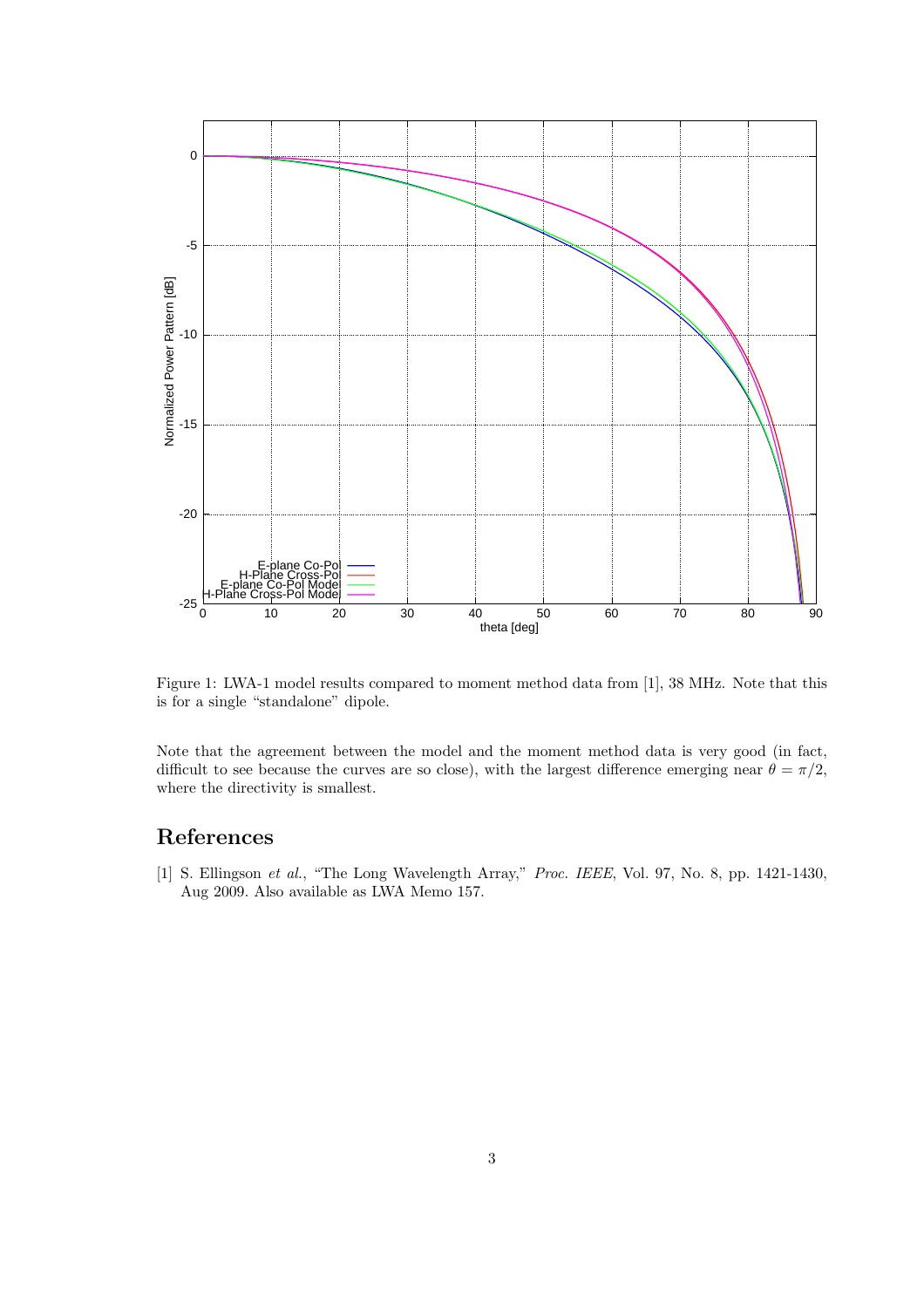Figure 1: LWA-1 model results compared to moment method data from [1], 38 MHz. Note that this is for a single "standalone" dipole.

Note that the agreement between the model and the moment method data is very good (in fact, difficult to see because the curves are so close), with the largest difference emerging near $\theta = \pi/2$, where the directivity is smallest.

# References

[1] S. Ellingson *et al.*, "The Long Wavelength Array," *Proc. IEEE*, Vol. 97, No. 8, pp. 1421-1430, Aug 2009. Also available as LWA Memo 157.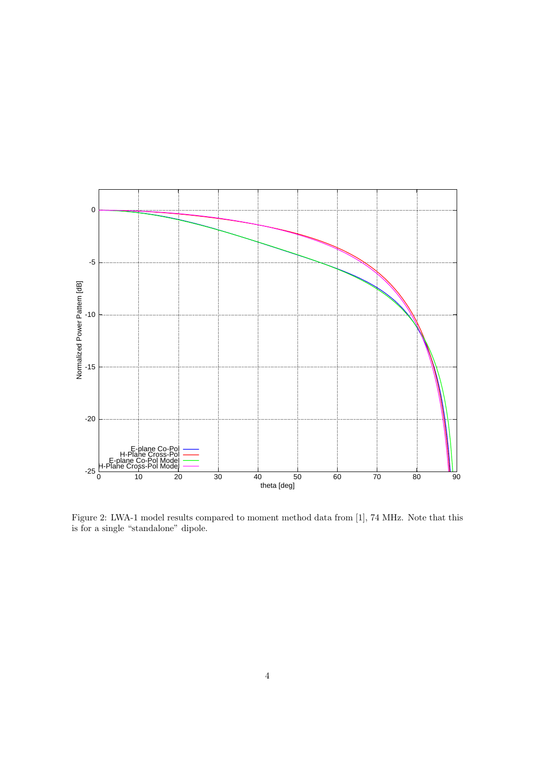Normalized Power Pattern [dB]

0
-5
-10
-15
-20
-25

0 10 20 30 40 50 60 70 80 90

theta [deg]

E-plane Co-Pol
H-Plane Cross-Pol
E-plane Co-Pol Model
H-Plane Cross-Pol Model

Figure 2: LWA-1 model results compared to moment method data from [1], 74 MHz. Note that this is for a single "standalone" dipole.